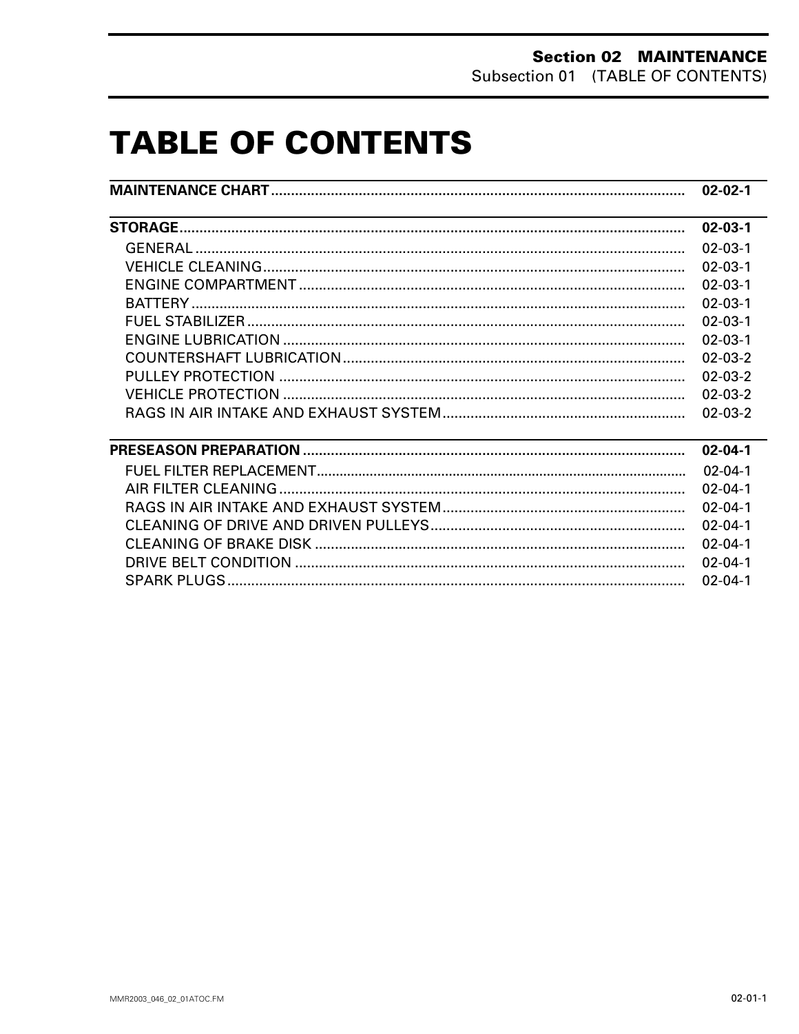# TABLE OF CONTENTS

| | |
|---|---|
| **MAINTENANCE CHART** | **02-02-1** |
| **STORAGE** | **02-03-1** |
| GENERAL | 02-03-1 |
| VEHICLE CLEANING | 02-03-1 |
| ENGINE COMPARTMENT | 02-03-1 |
| BATTERY | 02-03-1 |
| FUEL STABILIZER | 02-03-1 |
| ENGINE LUBRICATION | 02-03-1 |
| COUNTERSHAFT LUBRICATION | 02-03-2 |
| PULLEY PROTECTION | 02-03-2 |
| VEHICLE PROTECTION | 02-03-2 |
| RAGS IN AIR INTAKE AND EXHAUST SYSTEM | 02-03-2 |
| **PRESEASON PREPARATION** | **02-04-1** |
| FUEL FILTER REPLACEMENT | 02-04-1 |
| AIR FILTER CLEANING | 02-04-1 |
| RAGS IN AIR INTAKE AND EXHAUST SYSTEM | 02-04-1 |
| CLEANING OF DRIVE AND DRIVEN PULLEYS | 02-04-1 |
| CLEANING OF BRAKE DISK | 02-04-1 |
| DRIVE BELT CONDITION | 02-04-1 |
| SPARK PLUGS | 02-04-1 |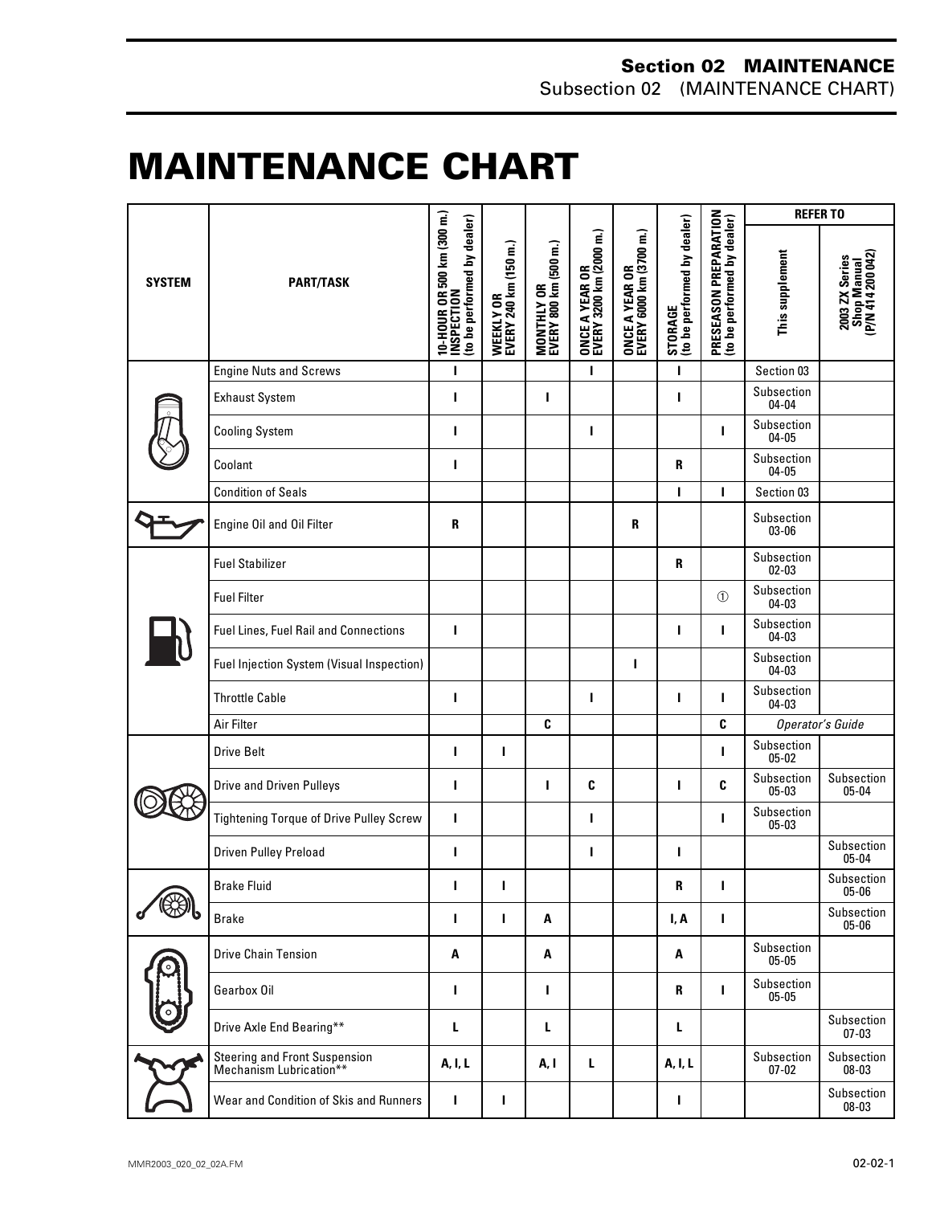# MAINTENANCE CHART

| SYSTEM | PART/TASK | 10-HOUR OR 500 km (300 m.) INSPECTION (to be performed by dealer) | WEEKLY OR EVERY 240 km (150 m.) | MONTHLY OR EVERY 800 km (500 m.) | ONCE A YEAR OR EVERY 3200 km (2000 m.) | ONCE A YEAR OR EVERY 6000 km (3700 m.) | STORAGE (to be performed by dealer) | PRESEASON PREPARATION (to be performed by dealer) | REFER TO | |
|---|---|---|---|---|---|---|---|---|---|---|
| | | | | | | | | | This supplement | 2003 ZX Series Shop Manual (P/N 414 200 042) |
| | Engine Nuts and Screws | I | | | I | | I | | Section 03 | |
| | Exhaust System | I | | I | | | I | | Subsection 04-04 | |
| | Cooling System | I | | | I | | | I | Subsection 04-05 | |
| | Coolant | I | | | | | R | | Subsection 04-05 | |
| | Condition of Seals | | | | | | I | I | Section 03 | |
| | Engine Oil and Oil Filter | R | | | | R | | | Subsection 03-06 | |
| | Fuel Stabilizer | | | | | | R | | Subsection 02-03 | |
| | Fuel Filter | | | | | | | ① | Subsection 04-03 | |
| | Fuel Lines, Fuel Rail and Connections | I | | | | | I | I | Subsection 04-03 | |
| | Fuel Injection System (Visual Inspection) | | | | | I | | | Subsection 04-03 | |
| | Throttle Cable | I | | | I | | I | I | Subsection 04-03 | |
| | Air Filter | | | C | | | | C | *Operator's Guide* | |
| | Drive Belt | I | I | | | | | I | Subsection 05-02 | |
| | Drive and Driven Pulleys | I | | I | C | | I | C | Subsection 05-03 | Subsection 05-04 |
| | Tightening Torque of Drive Pulley Screw | I | | | I | | | I | Subsection 05-03 | |
| | Driven Pulley Preload | I | | | I | | I | | | Subsection 05-04 |
| | Brake Fluid | I | I | | | | R | I | | Subsection 05-06 |
| | Brake | I | I | A | | | I, A | I | | Subsection 05-06 |
| | Drive Chain Tension | A | | A | | | A | | Subsection 05-05 | |
| | Gearbox Oil | I | | I | | | R | I | Subsection 05-05 | |
| | Drive Axle End Bearing** | L | | L | | | L | | | Subsection 07-03 |
| | Steering and Front Suspension Mechanism Lubrication** | A, I, L | | A, I | L | | A, I, L | | Subsection 07-02 | Subsection 08-03 |
| | Wear and Condition of Skis and Runners | I | I | | | | I | | | Subsection 08-03 |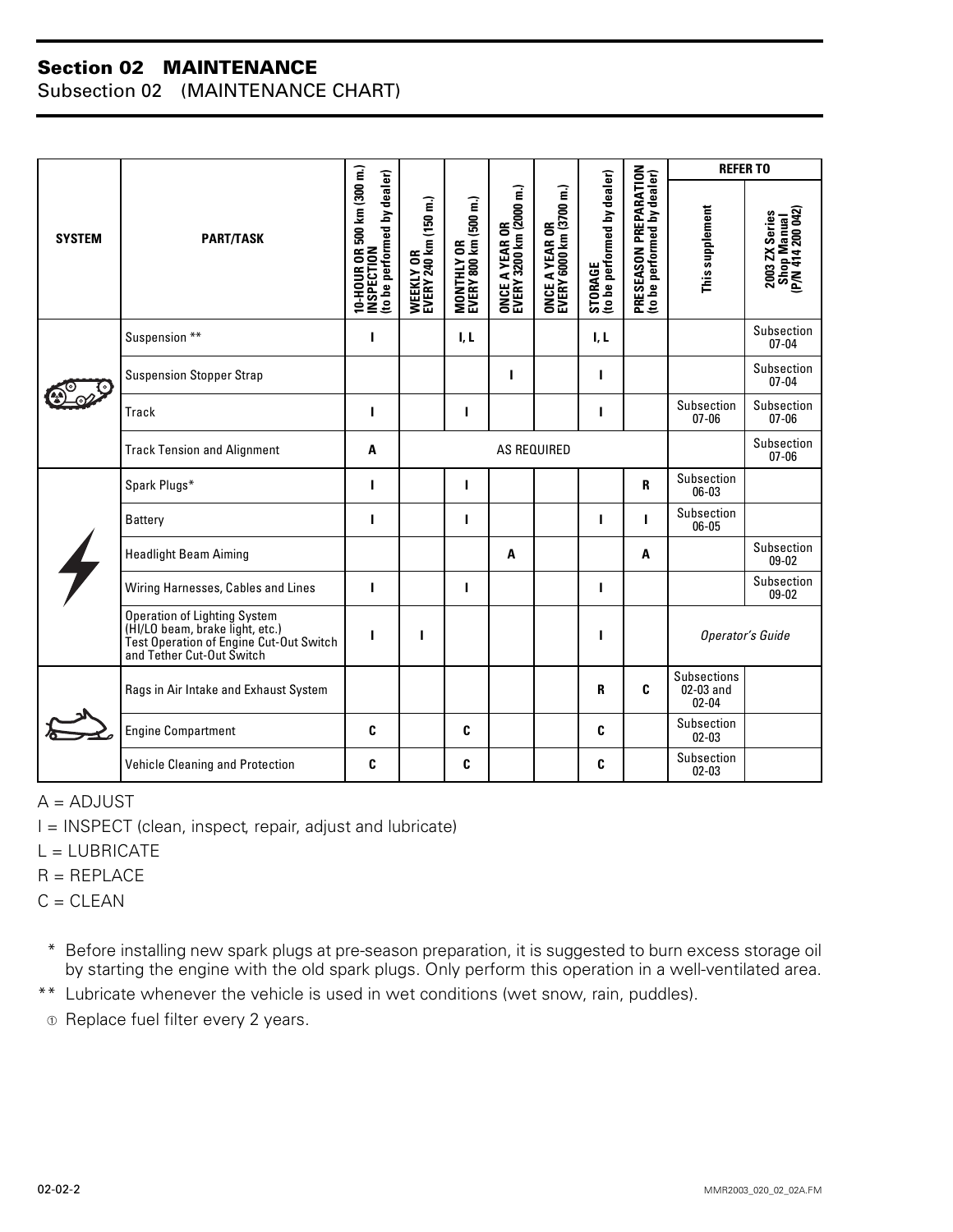## Section 02 MAINTENANCE
Subsection 02 (MAINTENANCE CHART)

| SYSTEM | PART/TASK | 10-HOUR OR 500 km (300 m.) INSPECTION (to be performed by dealer) | WEEKLY OR EVERY 240 km (150 m.) | MONTHLY OR EVERY 800 km (500 m.) | ONCE A YEAR OR EVERY 3200 km (2000 m.) | ONCE A YEAR OR EVERY 6000 km (3700 m.) | STORAGE (to be performed by dealer) | PRESEASON PREPARATION (to be performed by dealer) | REFER TO | |
|---|---|---|---|---|---|---|---|---|---|---|
| | | | | | | | | | This supplement | 2003 ZX Series Shop Manual (P/N 414 200 042) |
| | Suspension ** | I | | I, L | | | I, L | | | Subsection 07-04 |
| | Suspension Stopper Strap | | | | I | | I | | | Subsection 07-04 |
| | Track | I | | I | | | I | | Subsection 07-06 | Subsection 07-06 |
| | Track Tension and Alignment | A | AS REQUIRED | | | | | | | Subsection 07-06 |
| | Spark Plugs* | I | | I | | | | R | Subsection 06-03 | |
| | Battery | I | | I | | | I | I | Subsection 06-05 | |
| | Headlight Beam Aiming | | | | A | | | A | | Subsection 09-02 |
| | Wiring Harnesses, Cables and Lines | I | | I | | | I | | | Subsection 09-02 |
| | Operation of Lighting System (HI/LO beam, brake light, etc.) Test Operation of Engine Cut-Out Switch and Tether Cut-Out Switch | I | I | | | | I | | *Operator's Guide* | |
| | Rags in Air Intake and Exhaust System | | | | | | R | C | Subsections 02-03 and 02-04 | |
| | Engine Compartment | C | | C | | | C | | Subsection 02-03 | |
| | Vehicle Cleaning and Protection | C | | C | | | C | | Subsection 02-03 | |

A = ADJUST

I = INSPECT (clean, inspect, repair, adjust and lubricate)

L = LUBRICATE

R = REPLACE

C = CLEAN

\* Before installing new spark plugs at pre-season preparation, it is suggested to burn excess storage oil by starting the engine with the old spark plugs. Only perform this operation in a well-ventilated area.

\*\* Lubricate whenever the vehicle is used in wet conditions (wet snow, rain, puddles).

① Replace fuel filter every 2 years.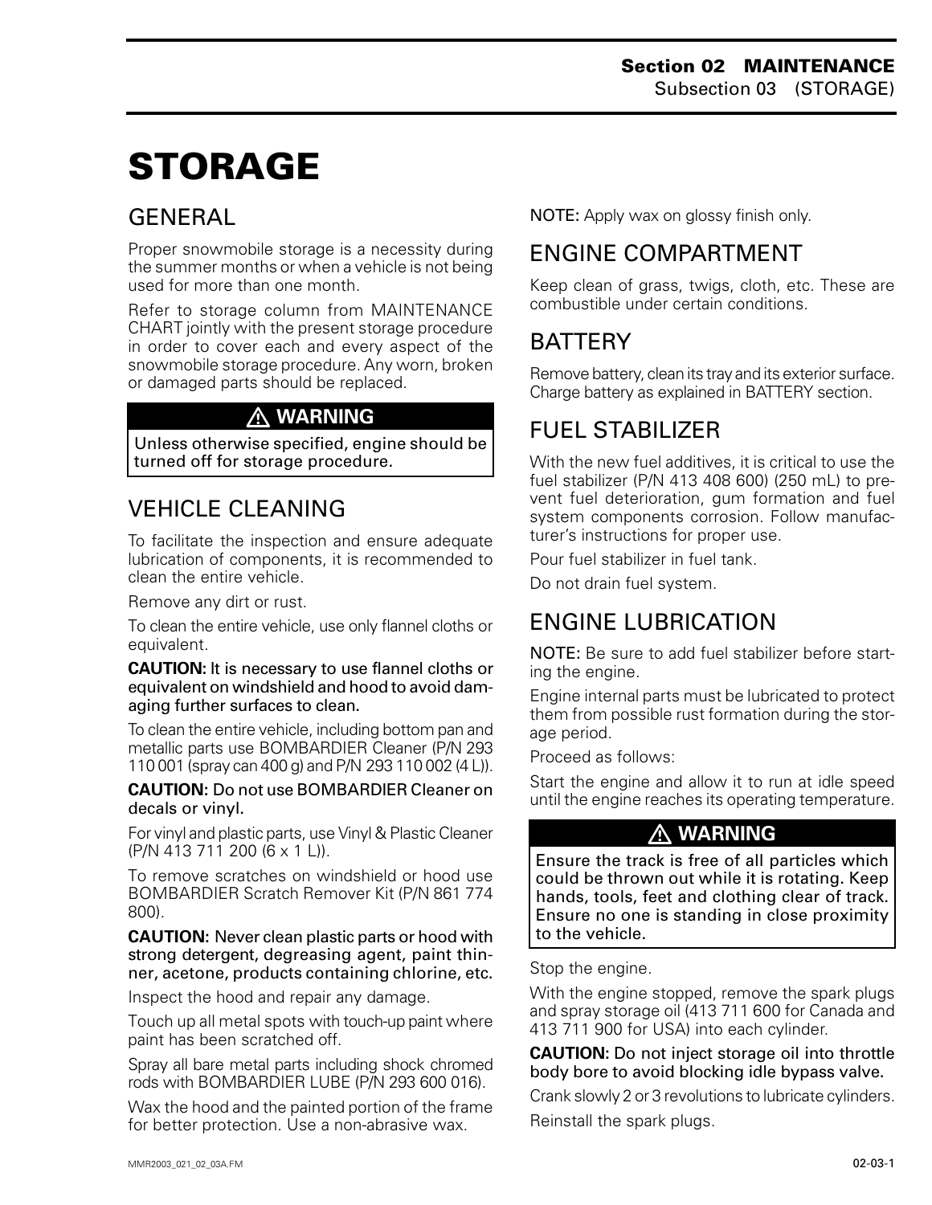# STORAGE

## GENERAL

Proper snowmobile storage is a necessity during the summer months or when a vehicle is not being used for more than one month.

Refer to storage column from MAINTENANCE CHART jointly with the present storage procedure in order to cover each and every aspect of the snowmobile storage procedure. Any worn, broken or damaged parts should be replaced.

> ⚠ **WARNING**
>
> Unless otherwise specified, engine should be turned off for storage procedure.

## VEHICLE CLEANING

To facilitate the inspection and ensure adequate lubrication of components, it is recommended to clean the entire vehicle.

Remove any dirt or rust.

To clean the entire vehicle, use only flannel cloths or equivalent.

**CAUTION:** It is necessary to use flannel cloths or equivalent on windshield and hood to avoid damaging further surfaces to clean.

To clean the entire vehicle, including bottom pan and metallic parts use BOMBARDIER Cleaner (P/N 293 110 001 (spray can 400 g) and P/N 293 110 002 (4 L)).

**CAUTION:** Do not use BOMBARDIER Cleaner on decals or vinyl.

For vinyl and plastic parts, use Vinyl & Plastic Cleaner (P/N 413 711 200 (6 x 1 L)).

To remove scratches on windshield or hood use BOMBARDIER Scratch Remover Kit (P/N 861 774 800).

**CAUTION:** Never clean plastic parts or hood with strong detergent, degreasing agent, paint thinner, acetone, products containing chlorine, etc.

Inspect the hood and repair any damage.

Touch up all metal spots with touch-up paint where paint has been scratched off.

Spray all bare metal parts including shock chromed rods with BOMBARDIER LUBE (P/N 293 600 016).

Wax the hood and the painted portion of the frame for better protection. Use a non-abrasive wax.

NOTE: Apply wax on glossy finish only.

## ENGINE COMPARTMENT

Keep clean of grass, twigs, cloth, etc. These are combustible under certain conditions.

## BATTERY

Remove battery, clean its tray and its exterior surface. Charge battery as explained in BATTERY section.

## FUEL STABILIZER

With the new fuel additives, it is critical to use the fuel stabilizer (P/N 413 408 600) (250 mL) to prevent fuel deterioration, gum formation and fuel system components corrosion. Follow manufacturer's instructions for proper use.

Pour fuel stabilizer in fuel tank.

Do not drain fuel system.

## ENGINE LUBRICATION

NOTE: Be sure to add fuel stabilizer before starting the engine.

Engine internal parts must be lubricated to protect them from possible rust formation during the storage period.

Proceed as follows:

Start the engine and allow it to run at idle speed until the engine reaches its operating temperature.

> ⚠ **WARNING**
>
> Ensure the track is free of all particles which could be thrown out while it is rotating. Keep hands, tools, feet and clothing clear of track. Ensure no one is standing in close proximity to the vehicle.

Stop the engine.

With the engine stopped, remove the spark plugs and spray storage oil (413 711 600 for Canada and 413 711 900 for USA) into each cylinder.

**CAUTION:** Do not inject storage oil into throttle body bore to avoid blocking idle bypass valve.

Crank slowly 2 or 3 revolutions to lubricate cylinders.

Reinstall the spark plugs.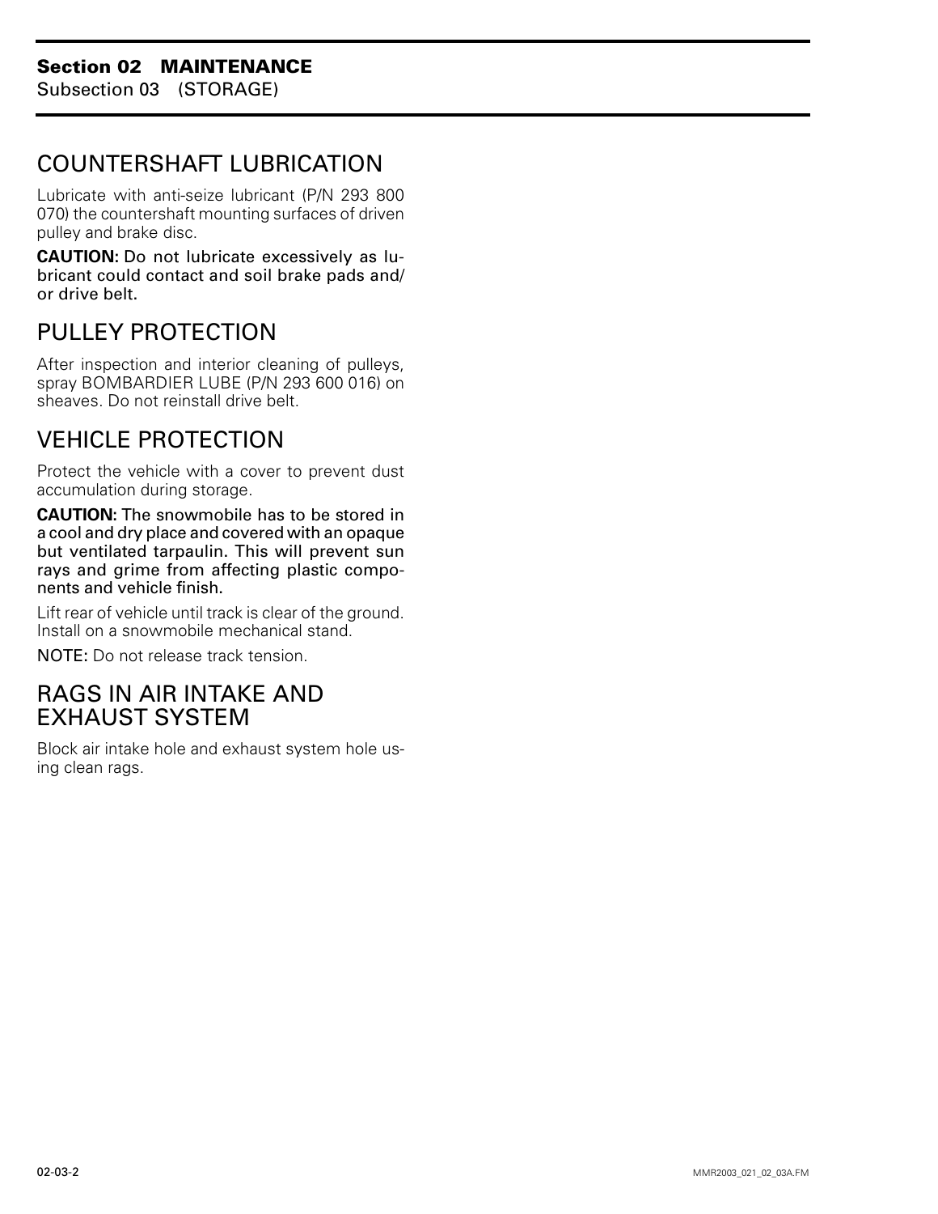## COUNTERSHAFT LUBRICATION

Lubricate with anti-seize lubricant (P/N 293 800 070) the countershaft mounting surfaces of driven pulley and brake disc.

**CAUTION:** Do not lubricate excessively as lubricant could contact and soil brake pads and/or drive belt.

## PULLEY PROTECTION

After inspection and interior cleaning of pulleys, spray BOMBARDIER LUBE (P/N 293 600 016) on sheaves. Do not reinstall drive belt.

## VEHICLE PROTECTION

Protect the vehicle with a cover to prevent dust accumulation during storage.

**CAUTION:** The snowmobile has to be stored in a cool and dry place and covered with an opaque but ventilated tarpaulin. This will prevent sun rays and grime from affecting plastic components and vehicle finish.

Lift rear of vehicle until track is clear of the ground. Install on a snowmobile mechanical stand.

NOTE: Do not release track tension.

## RAGS IN AIR INTAKE AND EXHAUST SYSTEM

Block air intake hole and exhaust system hole using clean rags.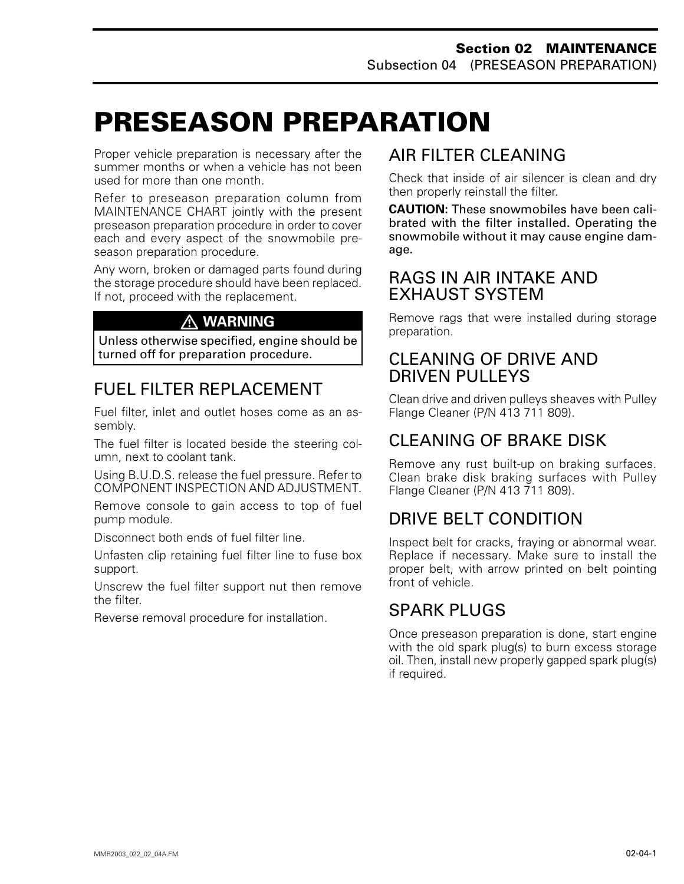# PRESEASON PREPARATION

Proper vehicle preparation is necessary after the summer months or when a vehicle has not been used for more than one month.

Refer to preseason preparation column from MAINTENANCE CHART jointly with the present preseason preparation procedure in order to cover each and every aspect of the snowmobile preseason preparation procedure.

Any worn, broken or damaged parts found during the storage procedure should have been replaced. If not, proceed with the replacement.

> ⚠ **WARNING**
>
> Unless otherwise specified, engine should be turned off for preparation procedure.

## FUEL FILTER REPLACEMENT

Fuel filter, inlet and outlet hoses come as an assembly.

The fuel filter is located beside the steering column, next to coolant tank.

Using B.U.D.S. release the fuel pressure. Refer to COMPONENT INSPECTION AND ADJUSTMENT.

Remove console to gain access to top of fuel pump module.

Disconnect both ends of fuel filter line.

Unfasten clip retaining fuel filter line to fuse box support.

Unscrew the fuel filter support nut then remove the filter.

Reverse removal procedure for installation.

## AIR FILTER CLEANING

Check that inside of air silencer is clean and dry then properly reinstall the filter.

**CAUTION:** These snowmobiles have been calibrated with the filter installed. Operating the snowmobile without it may cause engine damage.

## RAGS IN AIR INTAKE AND EXHAUST SYSTEM

Remove rags that were installed during storage preparation.

## CLEANING OF DRIVE AND DRIVEN PULLEYS

Clean drive and driven pulleys sheaves with Pulley Flange Cleaner (P/N 413 711 809).

## CLEANING OF BRAKE DISK

Remove any rust built-up on braking surfaces. Clean brake disk braking surfaces with Pulley Flange Cleaner (P/N 413 711 809).

## DRIVE BELT CONDITION

Inspect belt for cracks, fraying or abnormal wear. Replace if necessary. Make sure to install the proper belt, with arrow printed on belt pointing front of vehicle.

## SPARK PLUGS

Once preseason preparation is done, start engine with the old spark plug(s) to burn excess storage oil. Then, install new properly gapped spark plug(s) if required.